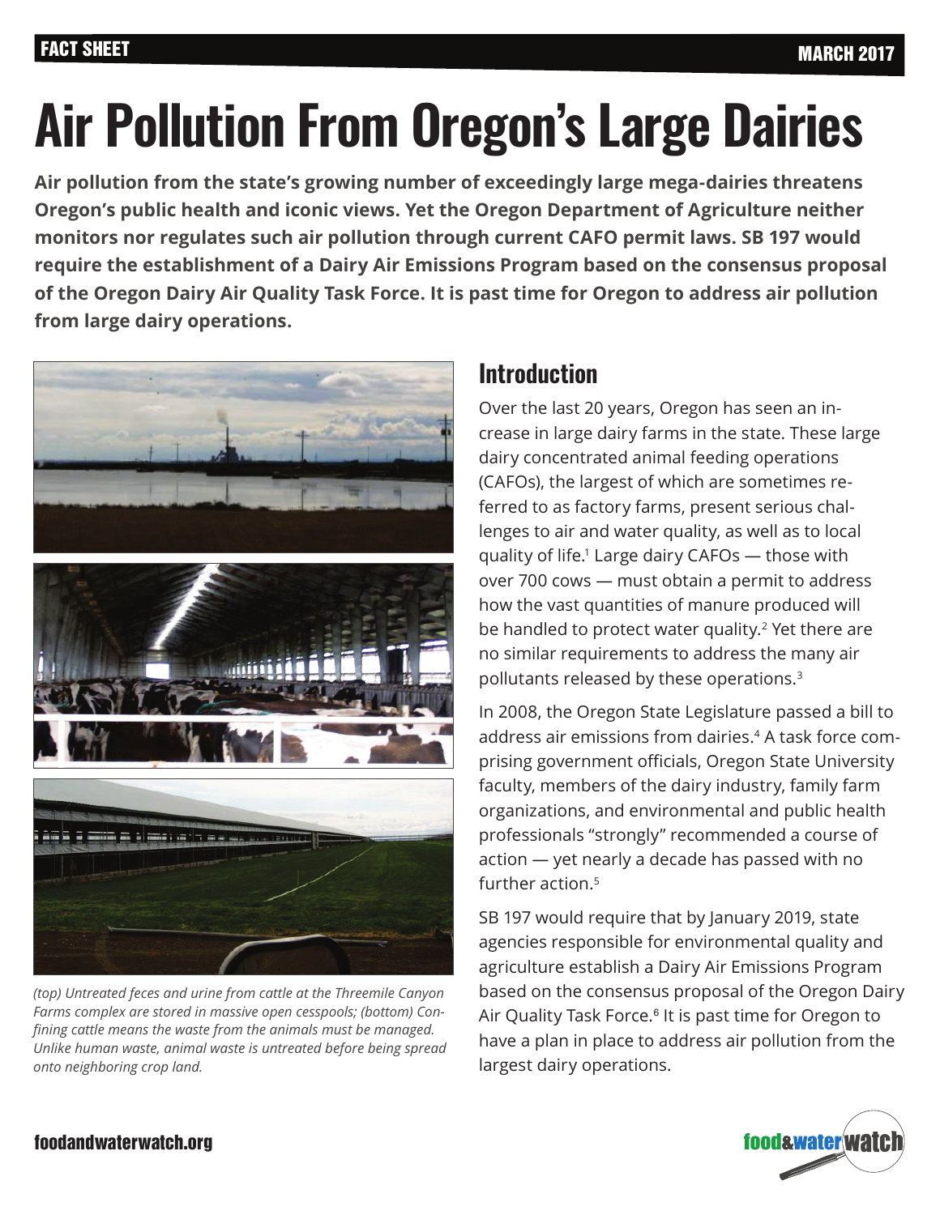FACT SHEET

MARCH 2017

# Air Pollution From Oregon's Large Dairies

**Air pollution from the state's growing number of exceedingly large mega-dairies threatens Oregon's public health and iconic views. Yet the Oregon Department of Agriculture neither monitors nor regulates such air pollution through current CAFO permit laws. SB 197 would require the establishment of a Dairy Air Emissions Program based on the consensus proposal of the Oregon Dairy Air Quality Task Force. It is past time for Oregon to address air pollution from large dairy operations.**

*(top) Untreated feces and urine from cattle at the Threemile Canyon Farms complex are stored in massive open cesspools; (bottom) Confining cattle means the waste from the animals must be managed. Unlike human waste, animal waste is untreated before being spread onto neighboring crop land.*

## Introduction

Over the last 20 years, Oregon has seen an increase in large dairy farms in the state. These large dairy concentrated animal feeding operations (CAFOs), the largest of which are sometimes referred to as factory farms, present serious challenges to air and water quality, as well as to local quality of life.[1] Large dairy CAFOs — those with over 700 cows — must obtain a permit to address how the vast quantities of manure produced will be handled to protect water quality.[2] Yet there are no similar requirements to address the many air pollutants released by these operations.[3]

In 2008, the Oregon State Legislature passed a bill to address air emissions from dairies.[4] A task force comprising government officials, Oregon State University faculty, members of the dairy industry, family farm organizations, and environmental and public health professionals "strongly" recommended a course of action — yet nearly a decade has passed with no further action.[5]

SB 197 would require that by January 2019, state agencies responsible for environmental quality and agriculture establish a Dairy Air Emissions Program based on the consensus proposal of the Oregon Dairy Air Quality Task Force.[6] It is past time for Oregon to have a plan in place to address air pollution from the largest dairy operations.

foodandwaterwatch.org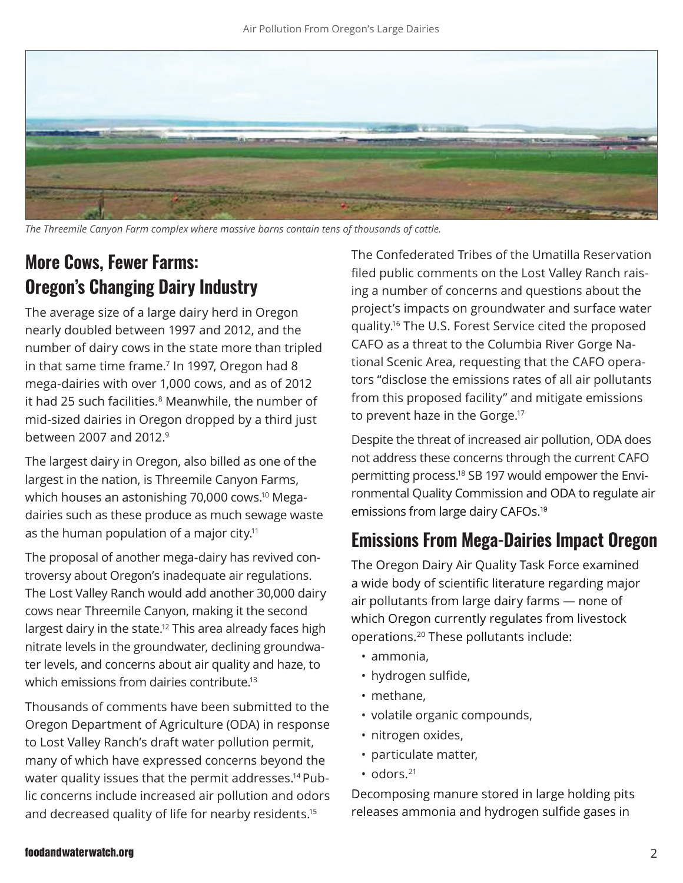*The Threemile Canyon Farm complex where massive barns contain tens of thousands of cattle.*

## More Cows, Fewer Farms: Oregon's Changing Dairy Industry

The average size of a large dairy herd in Oregon nearly doubled between 1997 and 2012, and the number of dairy cows in the state more than tripled in that same time frame.[7] In 1997, Oregon had 8 mega-dairies with over 1,000 cows, and as of 2012 it had 25 such facilities.[8] Meanwhile, the number of mid-sized dairies in Oregon dropped by a third just between 2007 and 2012.[9]

The largest dairy in Oregon, also billed as one of the largest in the nation, is Threemile Canyon Farms, which houses an astonishing 70,000 cows.[10] Mega-dairies such as these produce as much sewage waste as the human population of a major city.[11]

The proposal of another mega-dairy has revived controversy about Oregon's inadequate air regulations. The Lost Valley Ranch would add another 30,000 dairy cows near Threemile Canyon, making it the second largest dairy in the state.[12] This area already faces high nitrate levels in the groundwater, declining groundwater levels, and concerns about air quality and haze, to which emissions from dairies contribute.[13]

Thousands of comments have been submitted to the Oregon Department of Agriculture (ODA) in response to Lost Valley Ranch's draft water pollution permit, many of which have expressed concerns beyond the water quality issues that the permit addresses.[14] Public concerns include increased air pollution and odors and decreased quality of life for nearby residents.[15]

The Confederated Tribes of the Umatilla Reservation filed public comments on the Lost Valley Ranch raising a number of concerns and questions about the project's impacts on groundwater and surface water quality.[16] The U.S. Forest Service cited the proposed CAFO as a threat to the Columbia River Gorge National Scenic Area, requesting that the CAFO operators "disclose the emissions rates of all air pollutants from this proposed facility" and mitigate emissions to prevent haze in the Gorge.[17]

Despite the threat of increased air pollution, ODA does not address these concerns through the current CAFO permitting process.[18] SB 197 would empower the Environmental Quality Commission and ODA to regulate air emissions from large dairy CAFOs.[19]

## Emissions From Mega-Dairies Impact Oregon

The Oregon Dairy Air Quality Task Force examined a wide body of scientific literature regarding major air pollutants from large dairy farms — none of which Oregon currently regulates from livestock operations.[20] These pollutants include:

- ammonia,
- hydrogen sulfide,
- methane,
- volatile organic compounds,
- nitrogen oxides,
- particulate matter,
- odors.[21]

Decomposing manure stored in large holding pits releases ammonia and hydrogen sulfide gases in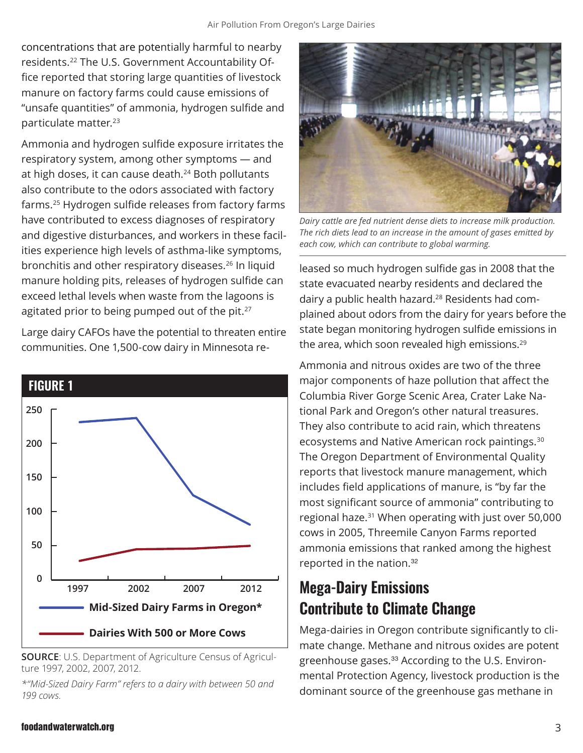concentrations that are potentially harmful to nearby residents.[22] The U.S. Government Accountability Office reported that storing large quantities of livestock manure on factory farms could cause emissions of "unsafe quantities" of ammonia, hydrogen sulfide and particulate matter.[23]

Ammonia and hydrogen sulfide exposure irritates the respiratory system, among other symptoms — and at high doses, it can cause death.[24] Both pollutants also contribute to the odors associated with factory farms.[25] Hydrogen sulfide releases from factory farms have contributed to excess diagnoses of respiratory and digestive disturbances, and workers in these facilities experience high levels of asthma-like symptoms, bronchitis and other respiratory diseases.[26] In liquid manure holding pits, releases of hydrogen sulfide can exceed lethal levels when waste from the lagoons is agitated prior to being pumped out of the pit.[27]

Large dairy CAFOs have the potential to threaten entire communities. One 1,500-cow dairy in Minnesota released so much hydrogen sulfide gas in 2008 that the state evacuated nearby residents and declared the dairy a public health hazard.[28] Residents had complained about odors from the dairy for years before the state began monitoring hydrogen sulfide emissions in the area, which soon revealed high emissions.[29]

*Dairy cattle are fed nutrient dense diets to increase milk production. The rich diets lead to an increase in the amount of gases emitted by each cow, which can contribute to global warming.*

**FIGURE 1**

- Mid-Sized Dairy Farms in Oregon*
- Dairies With 500 or More Cows

**SOURCE**: U.S. Department of Agriculture Census of Agriculture 1997, 2002, 2007, 2012.

*\*"Mid-Sized Dairy Farm" refers to a dairy with between 50 and 199 cows.*

Ammonia and nitrous oxides are two of the three major components of haze pollution that affect the Columbia River Gorge Scenic Area, Crater Lake National Park and Oregon's other natural treasures. They also contribute to acid rain, which threatens ecosystems and Native American rock paintings.[30] The Oregon Department of Environmental Quality reports that livestock manure management, which includes field applications of manure, is "by far the most significant source of ammonia" contributing to regional haze.[31] When operating with just over 50,000 cows in 2005, Threemile Canyon Farms reported ammonia emissions that ranked among the highest reported in the nation.[32]

## Mega-Dairy Emissions Contribute to Climate Change

Mega-dairies in Oregon contribute significantly to climate change. Methane and nitrous oxides are potent greenhouse gases.[33] According to the U.S. Environmental Protection Agency, livestock production is the dominant source of the greenhouse gas methane in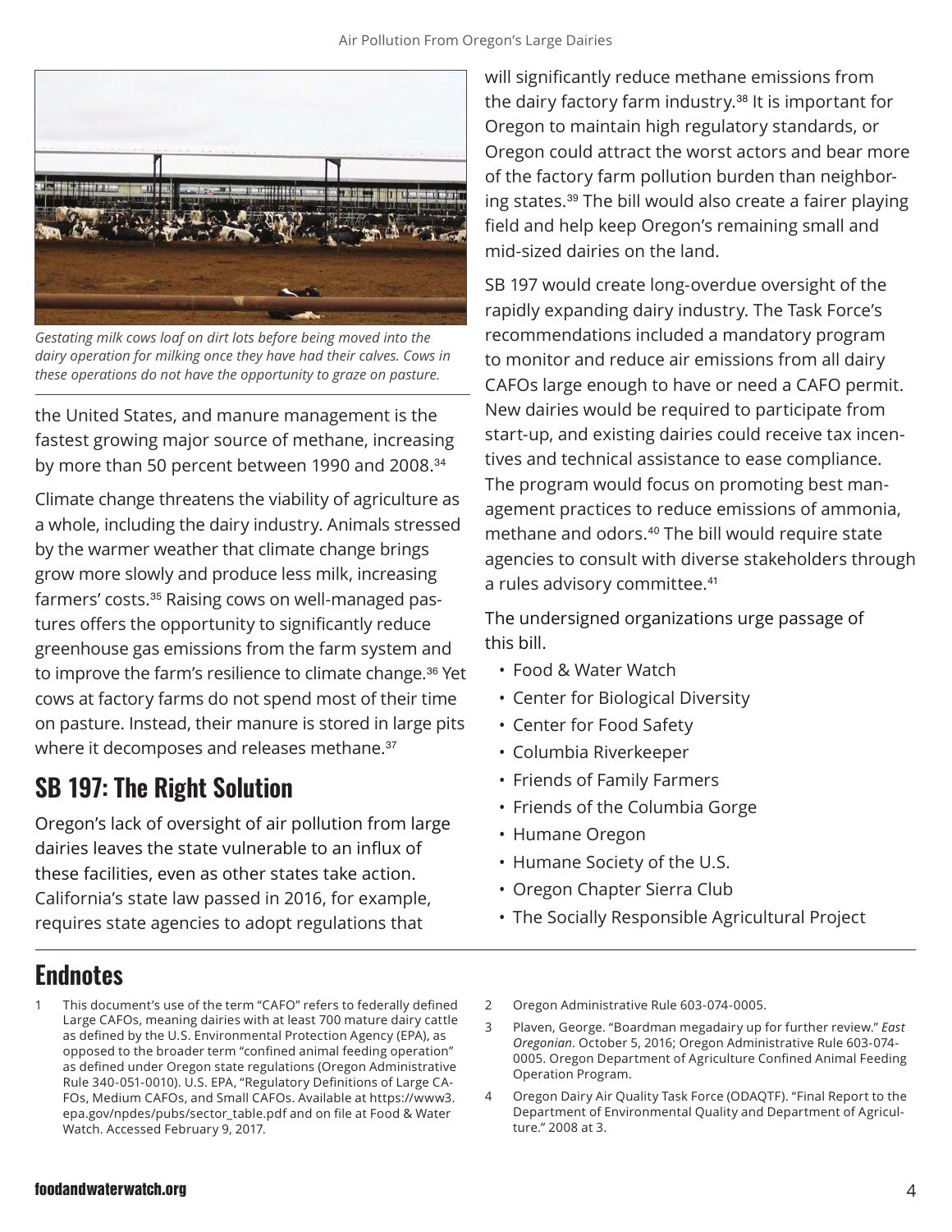*Gestating milk cows loaf on dirt lots before being moved into the dairy operation for milking once they have had their calves. Cows in these operations do not have the opportunity to graze on pasture.*

the United States, and manure management is the fastest growing major source of methane, increasing by more than 50 percent between 1990 and 2008.[34]

Climate change threatens the viability of agriculture as a whole, including the dairy industry. Animals stressed by the warmer weather that climate change brings grow more slowly and produce less milk, increasing farmers' costs.[35] Raising cows on well-managed pastures offers the opportunity to significantly reduce greenhouse gas emissions from the farm system and to improve the farm's resilience to climate change.[36] Yet cows at factory farms do not spend most of their time on pasture. Instead, their manure is stored in large pits where it decomposes and releases methane.[37]

## SB 197: The Right Solution

Oregon's lack of oversight of air pollution from large dairies leaves the state vulnerable to an influx of these facilities, even as other states take action. California's state law passed in 2016, for example, requires state agencies to adopt regulations that will significantly reduce methane emissions from the dairy factory farm industry.[38] It is important for Oregon to maintain high regulatory standards, or Oregon could attract the worst actors and bear more of the factory farm pollution burden than neighboring states.[39] The bill would also create a fairer playing field and help keep Oregon's remaining small and mid-sized dairies on the land.

SB 197 would create long-overdue oversight of the rapidly expanding dairy industry. The Task Force's recommendations included a mandatory program to monitor and reduce air emissions from all dairy CAFOs large enough to have or need a CAFO permit. New dairies would be required to participate from start-up, and existing dairies could receive tax incentives and technical assistance to ease compliance. The program would focus on promoting best management practices to reduce emissions of ammonia, methane and odors.[40] The bill would require state agencies to consult with diverse stakeholders through a rules advisory committee.[41]

The undersigned organizations urge passage of this bill.

- Food & Water Watch
- Center for Biological Diversity
- Center for Food Safety
- Columbia Riverkeeper
- Friends of Family Farmers
- Friends of the Columbia Gorge
- Humane Oregon
- Humane Society of the U.S.
- Oregon Chapter Sierra Club
- The Socially Responsible Agricultural Project

## Endnotes

1. This document's use of the term "CAFO" refers to federally defined Large CAFOs, meaning dairies with at least 700 mature dairy cattle as defined by the U.S. Environmental Protection Agency (EPA), as opposed to the broader term "confined animal feeding operation" as defined under Oregon state regulations (Oregon Administrative Rule 340-051-0010). U.S. EPA, "Regulatory Definitions of Large CAFOs, Medium CAFOs, and Small CAFOs. Available at https://www3.epa.gov/npdes/pubs/sector_table.pdf and on file at Food & Water Watch. Accessed February 9, 2017.
2. Oregon Administrative Rule 603-074-0005.
3. Plaven, George. "Boardman megadairy up for further review." *East Oregonian*. October 5, 2016; Oregon Administrative Rule 603-074-0005. Oregon Department of Agriculture Confined Animal Feeding Operation Program.
4. Oregon Dairy Air Quality Task Force (ODAQTF). "Final Report to the Department of Environmental Quality and Department of Agriculture." 2008 at 3.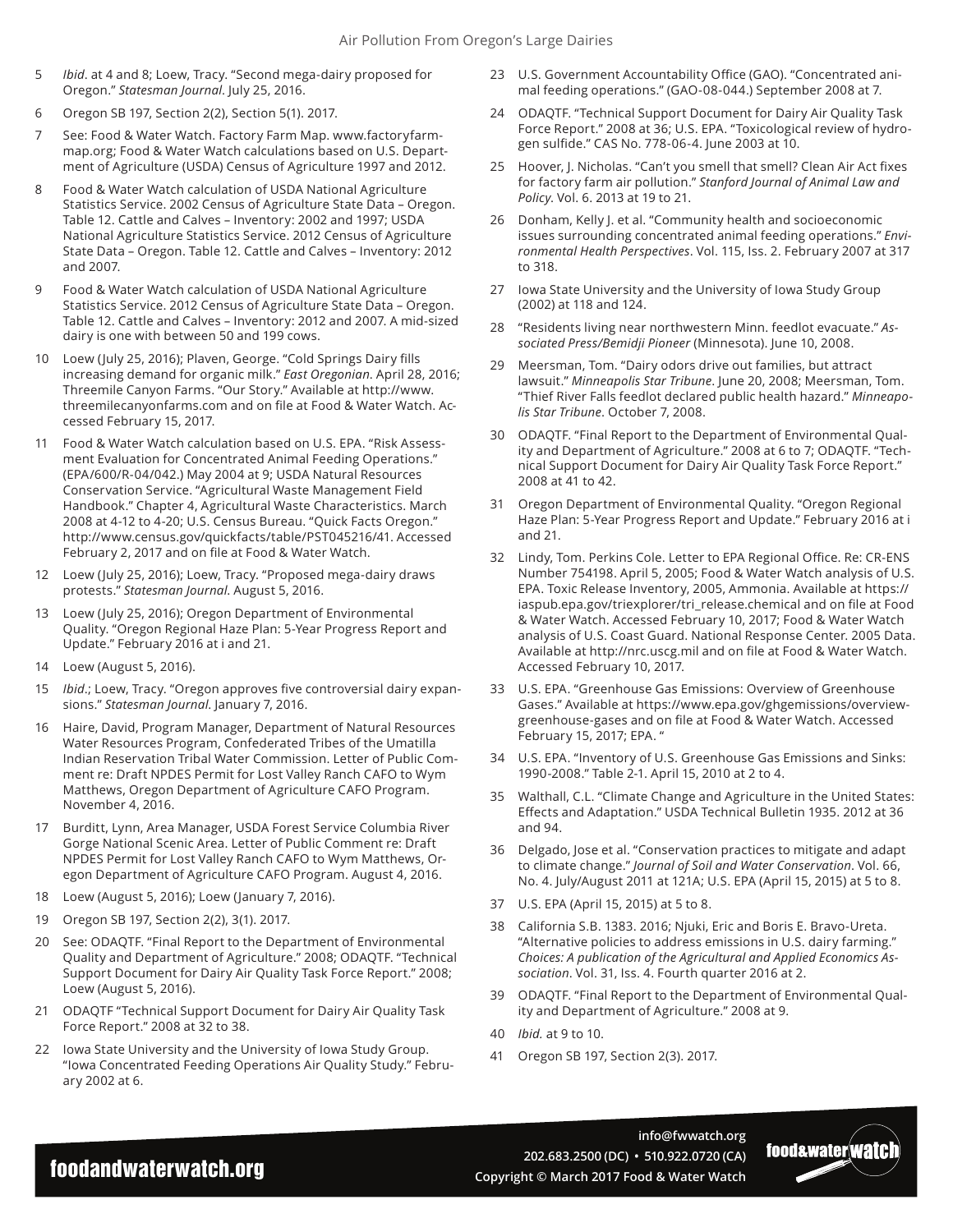5 *Ibid*. at 4 and 8; Loew, Tracy. "Second mega-dairy proposed for Oregon." *Statesman Journal*. July 25, 2016.

6 Oregon SB 197, Section 2(2), Section 5(1). 2017.

7 See: Food & Water Watch. Factory Farm Map. www.factoryfarmmap.org; Food & Water Watch calculations based on U.S. Department of Agriculture (USDA) Census of Agriculture 1997 and 2012.

8 Food & Water Watch calculation of USDA National Agriculture Statistics Service. 2002 Census of Agriculture State Data – Oregon. Table 12. Cattle and Calves – Inventory: 2002 and 1997; USDA National Agriculture Statistics Service. 2012 Census of Agriculture State Data – Oregon. Table 12. Cattle and Calves – Inventory: 2012 and 2007.

9 Food & Water Watch calculation of USDA National Agriculture Statistics Service. 2012 Census of Agriculture State Data – Oregon. Table 12. Cattle and Calves – Inventory: 2012 and 2007. A mid-sized dairy is one with between 50 and 199 cows.

10 Loew (July 25, 2016); Plaven, George. "Cold Springs Dairy fills increasing demand for organic milk." *East Oregonian*. April 28, 2016; Threemile Canyon Farms. "Our Story." Available at http://www.threemilecanyonfarms.com and on file at Food & Water Watch. Accessed February 15, 2017.

11 Food & Water Watch calculation based on U.S. EPA. "Risk Assessment Evaluation for Concentrated Animal Feeding Operations." (EPA/600/R-04/042.) May 2004 at 9; USDA Natural Resources Conservation Service. "Agricultural Waste Management Field Handbook." Chapter 4, Agricultural Waste Characteristics. March 2008 at 4-12 to 4-20; U.S. Census Bureau. "Quick Facts Oregon." http://www.census.gov/quickfacts/table/PST045216/41. Accessed February 2, 2017 and on file at Food & Water Watch.

12 Loew (July 25, 2016); Loew, Tracy. "Proposed mega-dairy draws protests." *Statesman Journal*. August 5, 2016.

13 Loew (July 25, 2016); Oregon Department of Environmental Quality. "Oregon Regional Haze Plan: 5-Year Progress Report and Update." February 2016 at i and 21.

14 Loew (August 5, 2016).

15 *Ibid*.; Loew, Tracy. "Oregon approves five controversial dairy expansions." *Statesman Journal*. January 7, 2016.

16 Haire, David, Program Manager, Department of Natural Resources Water Resources Program, Confederated Tribes of the Umatilla Indian Reservation Tribal Water Commission. Letter of Public Comment re: Draft NPDES Permit for Lost Valley Ranch CAFO to Wym Matthews, Oregon Department of Agriculture CAFO Program. November 4, 2016.

17 Burditt, Lynn, Area Manager, USDA Forest Service Columbia River Gorge National Scenic Area. Letter of Public Comment re: Draft NPDES Permit for Lost Valley Ranch CAFO to Wym Matthews, Oregon Department of Agriculture CAFO Program. August 4, 2016.

18 Loew (August 5, 2016); Loew (January 7, 2016).

19 Oregon SB 197, Section 2(2), 3(1). 2017.

20 See: ODAQTF. "Final Report to the Department of Environmental Quality and Department of Agriculture." 2008; ODAQTF. "Technical Support Document for Dairy Air Quality Task Force Report." 2008; Loew (August 5, 2016).

21 ODAQTF "Technical Support Document for Dairy Air Quality Task Force Report." 2008 at 32 to 38.

22 Iowa State University and the University of Iowa Study Group. "Iowa Concentrated Feeding Operations Air Quality Study." February 2002 at 6.

23 U.S. Government Accountability Office (GAO). "Concentrated animal feeding operations." (GAO-08-044.) September 2008 at 7.

24 ODAQTF. "Technical Support Document for Dairy Air Quality Task Force Report." 2008 at 36; U.S. EPA. "Toxicological review of hydrogen sulfide." CAS No. 778-06-4. June 2003 at 10.

25 Hoover, J. Nicholas. "Can't you smell that smell? Clean Air Act fixes for factory farm air pollution." *Stanford Journal of Animal Law and Policy*. Vol. 6. 2013 at 19 to 21.

26 Donham, Kelly J. et al. "Community health and socioeconomic issues surrounding concentrated animal feeding operations." *Environmental Health Perspectives*. Vol. 115, Iss. 2. February 2007 at 317 to 318.

27 Iowa State University and the University of Iowa Study Group (2002) at 118 and 124.

28 "Residents living near northwestern Minn. feedlot evacuate." *Associated Press/Bemidji Pioneer* (Minnesota). June 10, 2008.

29 Meersman, Tom. "Dairy odors drive out families, but attract lawsuit." *Minneapolis Star Tribune*. June 20, 2008; Meersman, Tom. "Thief River Falls feedlot declared public health hazard." *Minneapolis Star Tribune*. October 7, 2008.

30 ODAQTF. "Final Report to the Department of Environmental Quality and Department of Agriculture." 2008 at 6 to 7; ODAQTF. "Technical Support Document for Dairy Air Quality Task Force Report." 2008 at 41 to 42.

31 Oregon Department of Environmental Quality. "Oregon Regional Haze Plan: 5-Year Progress Report and Update." February 2016 at i and 21.

32 Lindy, Tom. Perkins Cole. Letter to EPA Regional Office. Re: CR-ENS Number 754198. April 5, 2005; Food & Water Watch analysis of U.S. EPA. Toxic Release Inventory, 2005, Ammonia. Available at https://iaspub.epa.gov/triexplorer/tri_release.chemical and on file at Food & Water Watch. Accessed February 10, 2017; Food & Water Watch analysis of U.S. Coast Guard. National Response Center. 2005 Data. Available at http://nrc.uscg.mil and on file at Food & Water Watch. Accessed February 10, 2017.

33 U.S. EPA. "Greenhouse Gas Emissions: Overview of Greenhouse Gases." Available at https://www.epa.gov/ghgemissions/overview-greenhouse-gases and on file at Food & Water Watch. Accessed February 15, 2017; EPA. "

34 U.S. EPA. "Inventory of U.S. Greenhouse Gas Emissions and Sinks: 1990-2008." Table 2-1. April 15, 2010 at 2 to 4.

35 Walthall, C.L. "Climate Change and Agriculture in the United States: Effects and Adaptation." USDA Technical Bulletin 1935. 2012 at 36 and 94.

36 Delgado, Jose et al. "Conservation practices to mitigate and adapt to climate change." *Journal of Soil and Water Conservation*. Vol. 66, No. 4. July/August 2011 at 121A; U.S. EPA (April 15, 2015) at 5 to 8.

37 U.S. EPA (April 15, 2015) at 5 to 8.

38 California S.B. 1383. 2016; Njuki, Eric and Boris E. Bravo-Ureta. "Alternative policies to address emissions in U.S. dairy farming." *Choices: A publication of the Agricultural and Applied Economics Association*. Vol. 31, Iss. 4. Fourth quarter 2016 at 2.

39 ODAQTF. "Final Report to the Department of Environmental Quality and Department of Agriculture." 2008 at 9.

40 *Ibid.* at 9 to 10.

41 Oregon SB 197, Section 2(3). 2017.

foodandwaterwatch.org

info@fwwatch.org
202.683.2500 (DC) • 510.922.0720 (CA)
Copyright © March 2017 Food & Water Watch